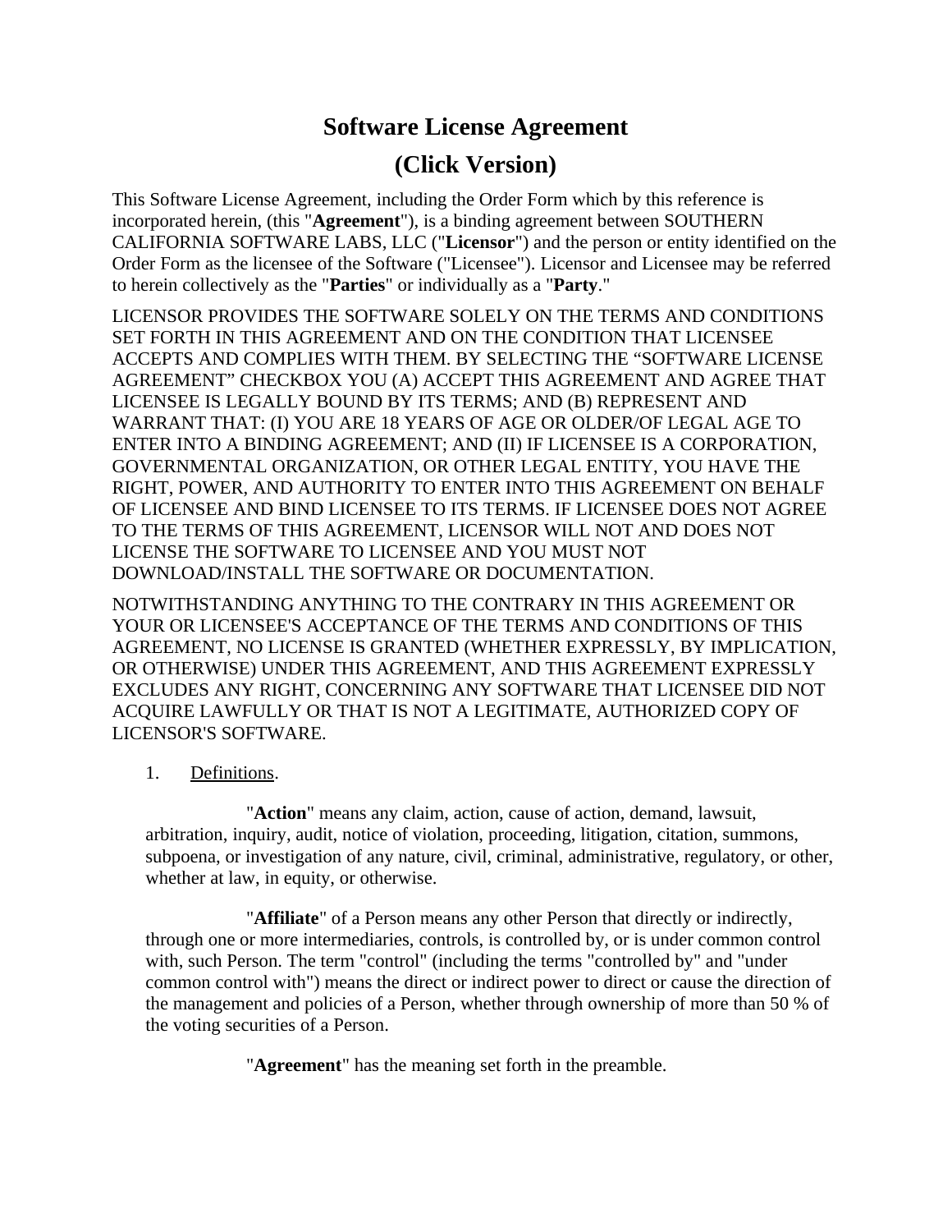# Software License Agreement

# (Click Version)

This Software License Agreement, including the Order Form which by this reference is incorporated herein, (this "**Agreement**"), is a binding agreement between SOUTHERN CALIFORNIA SOFTWARE LABS, LLC ("**Licensor**") and the person or entity identified on the Order Form as the licensee of the Software ("Licensee"). Licensor and Licensee may be referred to herein collectively as the "**Parties**" or individually as a "**Party**."

LICENSOR PROVIDES THE SOFTWARE SOLELY ON THE TERMS AND CONDITIONS SET FORTH IN THIS AGREEMENT AND ON THE CONDITION THAT LICENSEE ACCEPTS AND COMPLIES WITH THEM. BY SELECTING THE "SOFTWARE LICENSE AGREEMENT" CHECKBOX YOU (A) ACCEPT THIS AGREEMENT AND AGREE THAT LICENSEE IS LEGALLY BOUND BY ITS TERMS; AND (B) REPRESENT AND WARRANT THAT: (I) YOU ARE 18 YEARS OF AGE OR OLDER/OF LEGAL AGE TO ENTER INTO A BINDING AGREEMENT; AND (II) IF LICENSEE IS A CORPORATION, GOVERNMENTAL ORGANIZATION, OR OTHER LEGAL ENTITY, YOU HAVE THE RIGHT, POWER, AND AUTHORITY TO ENTER INTO THIS AGREEMENT ON BEHALF OF LICENSEE AND BIND LICENSEE TO ITS TERMS. IF LICENSEE DOES NOT AGREE TO THE TERMS OF THIS AGREEMENT, LICENSOR WILL NOT AND DOES NOT LICENSE THE SOFTWARE TO LICENSEE AND YOU MUST NOT DOWNLOAD/INSTALL THE SOFTWARE OR DOCUMENTATION.

NOTWITHSTANDING ANYTHING TO THE CONTRARY IN THIS AGREEMENT OR YOUR OR LICENSEE'S ACCEPTANCE OF THE TERMS AND CONDITIONS OF THIS AGREEMENT, NO LICENSE IS GRANTED (WHETHER EXPRESSLY, BY IMPLICATION, OR OTHERWISE) UNDER THIS AGREEMENT, AND THIS AGREEMENT EXPRESSLY EXCLUDES ANY RIGHT, CONCERNING ANY SOFTWARE THAT LICENSEE DID NOT ACQUIRE LAWFULLY OR THAT IS NOT A LEGITIMATE, AUTHORIZED COPY OF LICENSOR'S SOFTWARE.

1. Definitions.

"**Action**" means any claim, action, cause of action, demand, lawsuit, arbitration, inquiry, audit, notice of violation, proceeding, litigation, citation, summons, subpoena, or investigation of any nature, civil, criminal, administrative, regulatory, or other, whether at law, in equity, or otherwise.

"**Affiliate**" of a Person means any other Person that directly or indirectly, through one or more intermediaries, controls, is controlled by, or is under common control with, such Person. The term "control" (including the terms "controlled by" and "under common control with") means the direct or indirect power to direct or cause the direction of the management and policies of a Person, whether through ownership of more than 50 % of the voting securities of a Person.

"**Agreement**" has the meaning set forth in the preamble.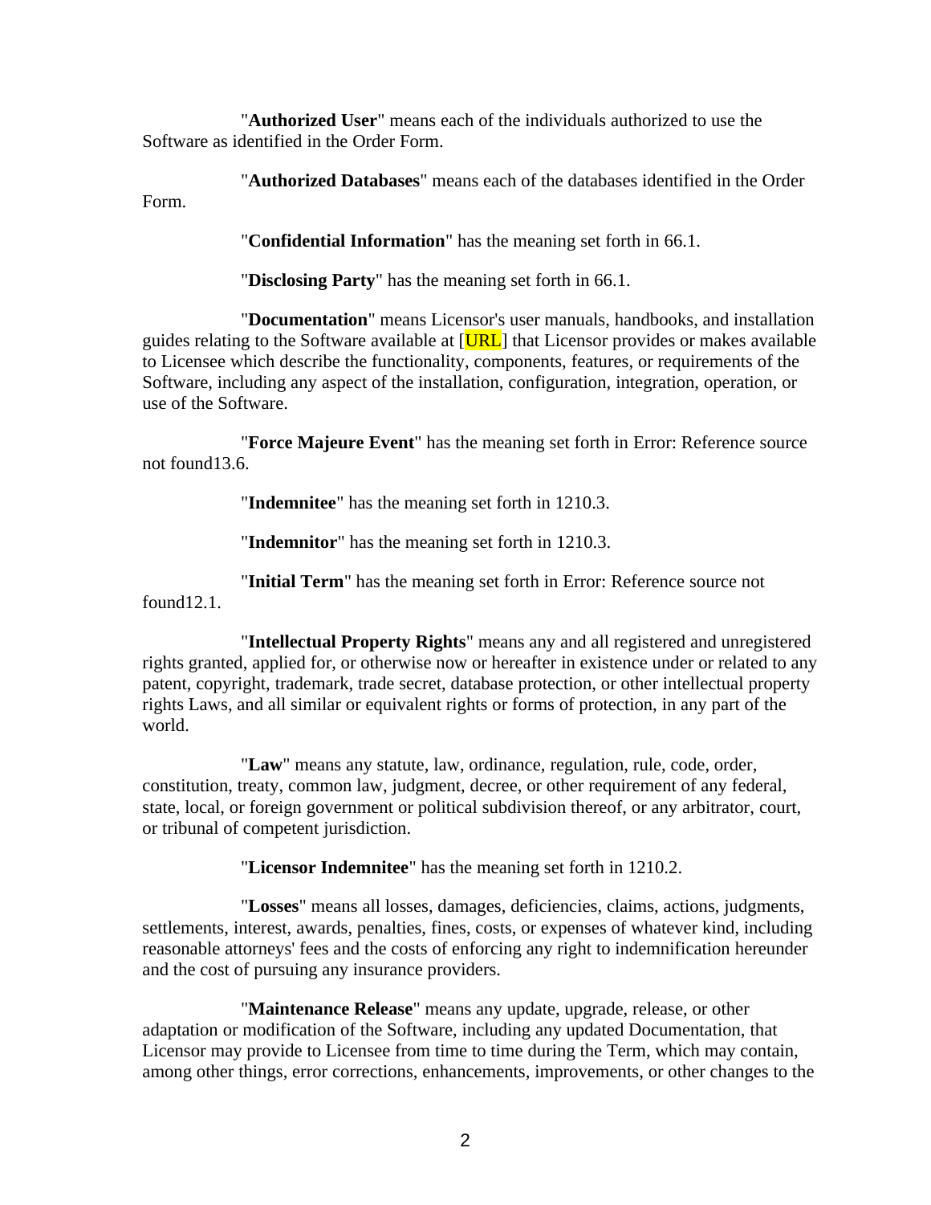"**Authorized User**" means each of the individuals authorized to use the Software as identified in the Order Form.

"**Authorized Databases**" means each of the databases identified in the Order Form.

"**Confidential Information**" has the meaning set forth in 66.1.

"**Disclosing Party**" has the meaning set forth in 66.1.

"**Documentation**" means Licensor's user manuals, handbooks, and installation guides relating to the Software available at [URL] that Licensor provides or makes available to Licensee which describe the functionality, components, features, or requirements of the Software, including any aspect of the installation, configuration, integration, operation, or use of the Software.

"**Force Majeure Event**" has the meaning set forth in Error: Reference source not found13.6.

"**Indemnitee**" has the meaning set forth in 1210.3.

"**Indemnitor**" has the meaning set forth in 1210.3.

"**Initial Term**" has the meaning set forth in Error: Reference source not found12.1.

"**Intellectual Property Rights**" means any and all registered and unregistered rights granted, applied for, or otherwise now or hereafter in existence under or related to any patent, copyright, trademark, trade secret, database protection, or other intellectual property rights Laws, and all similar or equivalent rights or forms of protection, in any part of the world.

"**Law**" means any statute, law, ordinance, regulation, rule, code, order, constitution, treaty, common law, judgment, decree, or other requirement of any federal, state, local, or foreign government or political subdivision thereof, or any arbitrator, court, or tribunal of competent jurisdiction.

"**Licensor Indemnitee**" has the meaning set forth in 1210.2.

"**Losses**" means all losses, damages, deficiencies, claims, actions, judgments, settlements, interest, awards, penalties, fines, costs, or expenses of whatever kind, including reasonable attorneys' fees and the costs of enforcing any right to indemnification hereunder and the cost of pursuing any insurance providers.

"**Maintenance Release**" means any update, upgrade, release, or other adaptation or modification of the Software, including any updated Documentation, that Licensor may provide to Licensee from time to time during the Term, which may contain, among other things, error corrections, enhancements, improvements, or other changes to the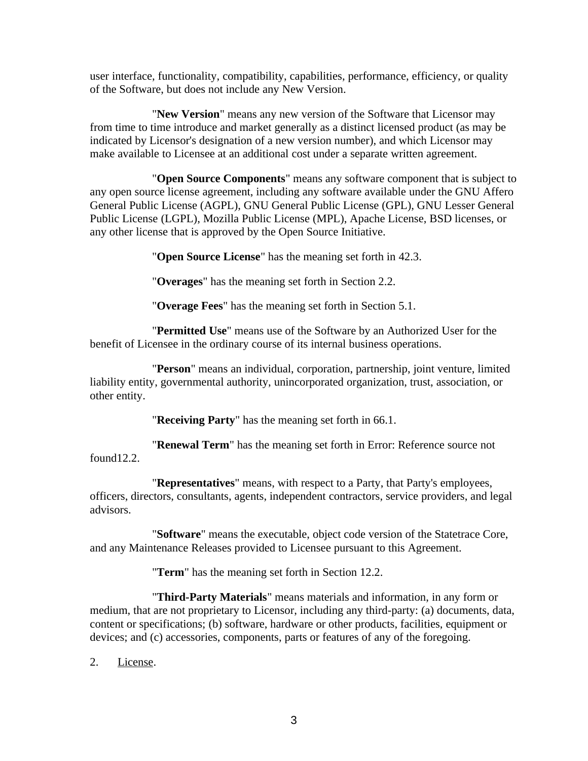user interface, functionality, compatibility, capabilities, performance, efficiency, or quality of the Software, but does not include any New Version.

"**New Version**" means any new version of the Software that Licensor may from time to time introduce and market generally as a distinct licensed product (as may be indicated by Licensor's designation of a new version number), and which Licensor may make available to Licensee at an additional cost under a separate written agreement.

"**Open Source Components**" means any software component that is subject to any open source license agreement, including any software available under the GNU Affero General Public License (AGPL), GNU General Public License (GPL), GNU Lesser General Public License (LGPL), Mozilla Public License (MPL), Apache License, BSD licenses, or any other license that is approved by the Open Source Initiative.

"**Open Source License**" has the meaning set forth in 42.3.

"**Overages**" has the meaning set forth in Section 2.2.

"**Overage Fees**" has the meaning set forth in Section 5.1.

"**Permitted Use**" means use of the Software by an Authorized User for the benefit of Licensee in the ordinary course of its internal business operations.

"**Person**" means an individual, corporation, partnership, joint venture, limited liability entity, governmental authority, unincorporated organization, trust, association, or other entity.

"**Receiving Party**" has the meaning set forth in 66.1.

"**Renewal Term**" has the meaning set forth in Error: Reference source not found12.2.

"**Representatives**" means, with respect to a Party, that Party's employees, officers, directors, consultants, agents, independent contractors, service providers, and legal advisors.

"**Software**" means the executable, object code version of the Statetrace Core, and any Maintenance Releases provided to Licensee pursuant to this Agreement.

"**Term**" has the meaning set forth in Section 12.2.

"**Third-Party Materials**" means materials and information, in any form or medium, that are not proprietary to Licensor, including any third-party: (a) documents, data, content or specifications; (b) software, hardware or other products, facilities, equipment or devices; and (c) accessories, components, parts or features of any of the foregoing.

2. License.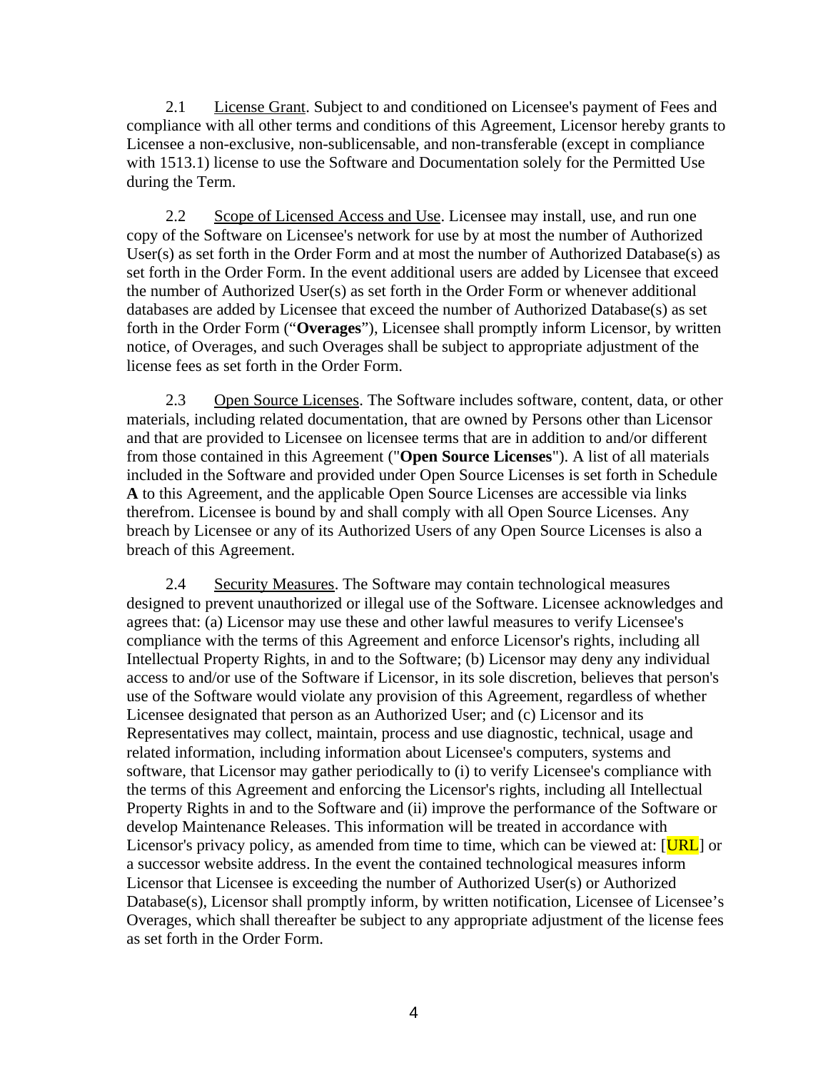2.1 License Grant. Subject to and conditioned on Licensee's payment of Fees and compliance with all other terms and conditions of this Agreement, Licensor hereby grants to Licensee a non-exclusive, non-sublicensable, and non-transferable (except in compliance with 1513.1) license to use the Software and Documentation solely for the Permitted Use during the Term.

2.2 Scope of Licensed Access and Use. Licensee may install, use, and run one copy of the Software on Licensee's network for use by at most the number of Authorized User(s) as set forth in the Order Form and at most the number of Authorized Database(s) as set forth in the Order Form. In the event additional users are added by Licensee that exceed the number of Authorized User(s) as set forth in the Order Form or whenever additional databases are added by Licensee that exceed the number of Authorized Database(s) as set forth in the Order Form (“**Overages**”), Licensee shall promptly inform Licensor, by written notice, of Overages, and such Overages shall be subject to appropriate adjustment of the license fees as set forth in the Order Form.

2.3 Open Source Licenses. The Software includes software, content, data, or other materials, including related documentation, that are owned by Persons other than Licensor and that are provided to Licensee on licensee terms that are in addition to and/or different from those contained in this Agreement ("**Open Source Licenses**"). A list of all materials included in the Software and provided under Open Source Licenses is set forth in Schedule **A** to this Agreement, and the applicable Open Source Licenses are accessible via links therefrom. Licensee is bound by and shall comply with all Open Source Licenses. Any breach by Licensee or any of its Authorized Users of any Open Source Licenses is also a breach of this Agreement.

2.4 Security Measures. The Software may contain technological measures designed to prevent unauthorized or illegal use of the Software. Licensee acknowledges and agrees that: (a) Licensor may use these and other lawful measures to verify Licensee's compliance with the terms of this Agreement and enforce Licensor's rights, including all Intellectual Property Rights, in and to the Software; (b) Licensor may deny any individual access to and/or use of the Software if Licensor, in its sole discretion, believes that person's use of the Software would violate any provision of this Agreement, regardless of whether Licensee designated that person as an Authorized User; and (c) Licensor and its Representatives may collect, maintain, process and use diagnostic, technical, usage and related information, including information about Licensee's computers, systems and software, that Licensor may gather periodically to (i) to verify Licensee's compliance with the terms of this Agreement and enforcing the Licensor's rights, including all Intellectual Property Rights in and to the Software and (ii) improve the performance of the Software or develop Maintenance Releases. This information will be treated in accordance with Licensor's privacy policy, as amended from time to time, which can be viewed at: [URL] or a successor website address. In the event the contained technological measures inform Licensor that Licensee is exceeding the number of Authorized User(s) or Authorized Database(s), Licensor shall promptly inform, by written notification, Licensee of Licensee’s Overages, which shall thereafter be subject to any appropriate adjustment of the license fees as set forth in the Order Form.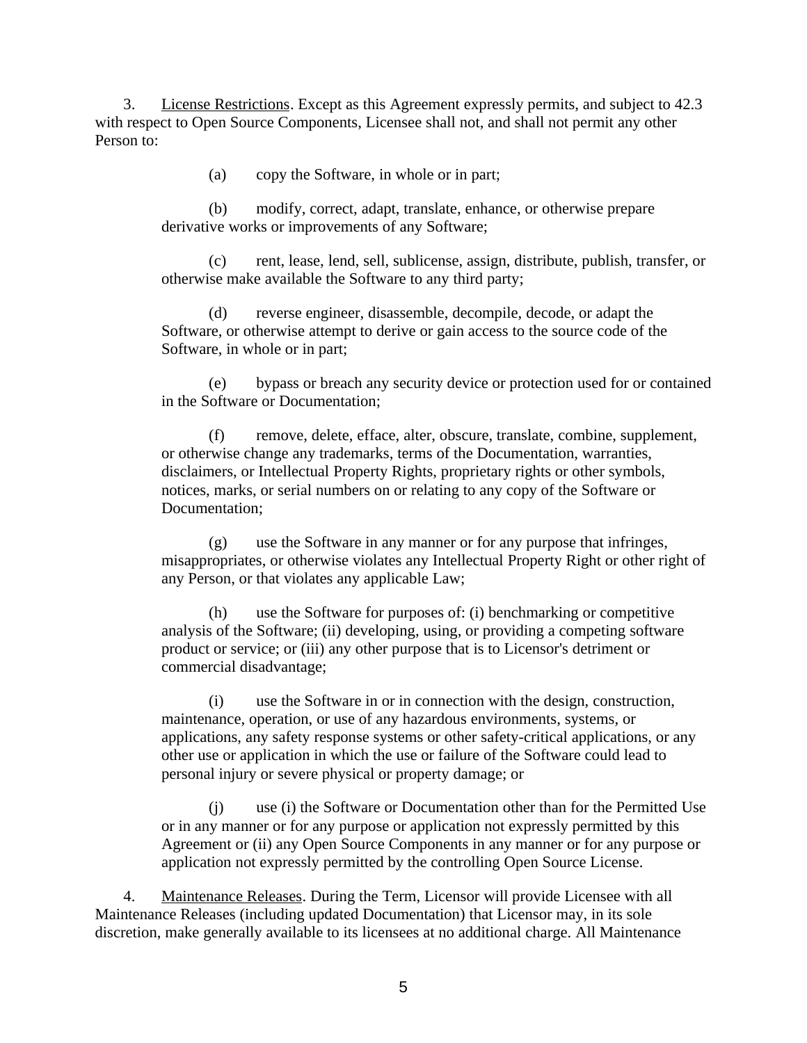3. <u>License Restrictions</u>. Except as this Agreement expressly permits, and subject to 42.3 with respect to Open Source Components, Licensee shall not, and shall not permit any other Person to:

(a) copy the Software, in whole or in part;

(b) modify, correct, adapt, translate, enhance, or otherwise prepare derivative works or improvements of any Software;

(c) rent, lease, lend, sell, sublicense, assign, distribute, publish, transfer, or otherwise make available the Software to any third party;

(d) reverse engineer, disassemble, decompile, decode, or adapt the Software, or otherwise attempt to derive or gain access to the source code of the Software, in whole or in part;

(e) bypass or breach any security device or protection used for or contained in the Software or Documentation;

(f) remove, delete, efface, alter, obscure, translate, combine, supplement, or otherwise change any trademarks, terms of the Documentation, warranties, disclaimers, or Intellectual Property Rights, proprietary rights or other symbols, notices, marks, or serial numbers on or relating to any copy of the Software or Documentation;

(g) use the Software in any manner or for any purpose that infringes, misappropriates, or otherwise violates any Intellectual Property Right or other right of any Person, or that violates any applicable Law;

(h) use the Software for purposes of: (i) benchmarking or competitive analysis of the Software; (ii) developing, using, or providing a competing software product or service; or (iii) any other purpose that is to Licensor's detriment or commercial disadvantage;

(i) use the Software in or in connection with the design, construction, maintenance, operation, or use of any hazardous environments, systems, or applications, any safety response systems or other safety-critical applications, or any other use or application in which the use or failure of the Software could lead to personal injury or severe physical or property damage; or

(j) use (i) the Software or Documentation other than for the Permitted Use or in any manner or for any purpose or application not expressly permitted by this Agreement or (ii) any Open Source Components in any manner or for any purpose or application not expressly permitted by the controlling Open Source License.

4. <u>Maintenance Releases</u>. During the Term, Licensor will provide Licensee with all Maintenance Releases (including updated Documentation) that Licensor may, in its sole discretion, make generally available to its licensees at no additional charge. All Maintenance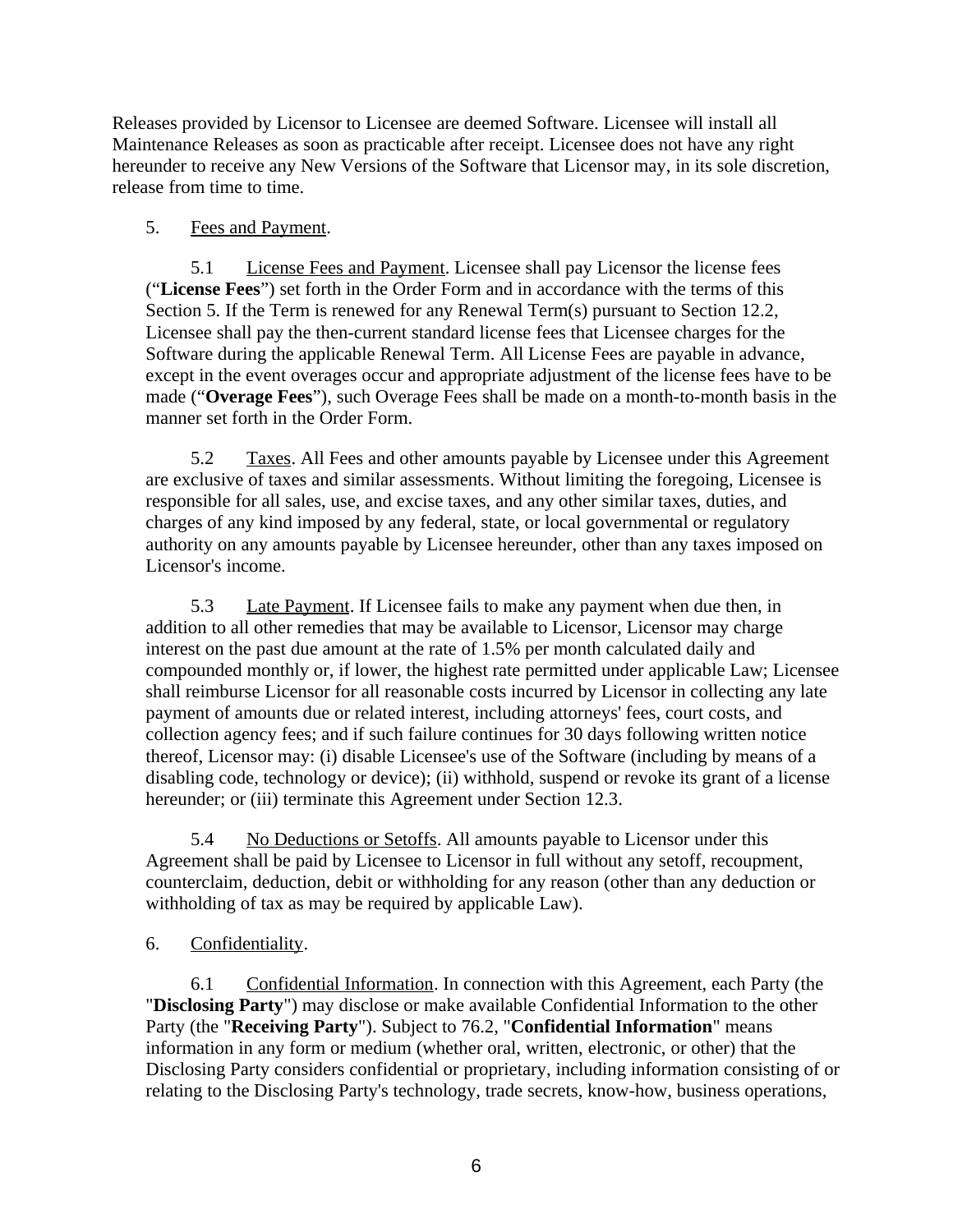Releases provided by Licensor to Licensee are deemed Software. Licensee will install all Maintenance Releases as soon as practicable after receipt. Licensee does not have any right hereunder to receive any New Versions of the Software that Licensor may, in its sole discretion, release from time to time.

5. Fees and Payment.

5.1 License Fees and Payment. Licensee shall pay Licensor the license fees ("**License Fees**") set forth in the Order Form and in accordance with the terms of this Section 5. If the Term is renewed for any Renewal Term(s) pursuant to Section 12.2, Licensee shall pay the then-current standard license fees that Licensee charges for the Software during the applicable Renewal Term. All License Fees are payable in advance, except in the event overages occur and appropriate adjustment of the license fees have to be made ("**Overage Fees**"), such Overage Fees shall be made on a month-to-month basis in the manner set forth in the Order Form.

5.2 Taxes. All Fees and other amounts payable by Licensee under this Agreement are exclusive of taxes and similar assessments. Without limiting the foregoing, Licensee is responsible for all sales, use, and excise taxes, and any other similar taxes, duties, and charges of any kind imposed by any federal, state, or local governmental or regulatory authority on any amounts payable by Licensee hereunder, other than any taxes imposed on Licensor's income.

5.3 Late Payment. If Licensee fails to make any payment when due then, in addition to all other remedies that may be available to Licensor, Licensor may charge interest on the past due amount at the rate of 1.5% per month calculated daily and compounded monthly or, if lower, the highest rate permitted under applicable Law; Licensee shall reimburse Licensor for all reasonable costs incurred by Licensor in collecting any late payment of amounts due or related interest, including attorneys' fees, court costs, and collection agency fees; and if such failure continues for 30 days following written notice thereof, Licensor may: (i) disable Licensee's use of the Software (including by means of a disabling code, technology or device); (ii) withhold, suspend or revoke its grant of a license hereunder; or (iii) terminate this Agreement under Section 12.3.

5.4 No Deductions or Setoffs. All amounts payable to Licensor under this Agreement shall be paid by Licensee to Licensor in full without any setoff, recoupment, counterclaim, deduction, debit or withholding for any reason (other than any deduction or withholding of tax as may be required by applicable Law).

6. Confidentiality.

6.1 Confidential Information. In connection with this Agreement, each Party (the "**Disclosing Party**") may disclose or make available Confidential Information to the other Party (the "**Receiving Party**"). Subject to 76.2, "**Confidential Information**" means information in any form or medium (whether oral, written, electronic, or other) that the Disclosing Party considers confidential or proprietary, including information consisting of or relating to the Disclosing Party's technology, trade secrets, know-how, business operations,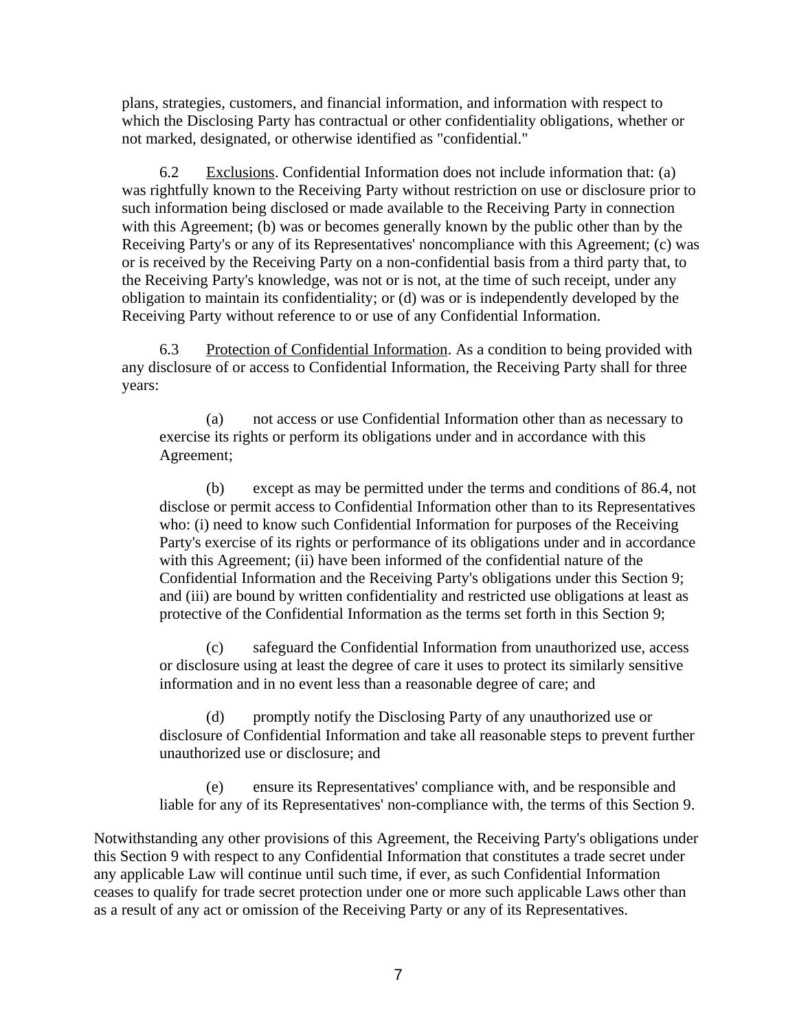plans, strategies, customers, and financial information, and information with respect to which the Disclosing Party has contractual or other confidentiality obligations, whether or not marked, designated, or otherwise identified as "confidential."

6.2 Exclusions. Confidential Information does not include information that: (a) was rightfully known to the Receiving Party without restriction on use or disclosure prior to such information being disclosed or made available to the Receiving Party in connection with this Agreement; (b) was or becomes generally known by the public other than by the Receiving Party's or any of its Representatives' noncompliance with this Agreement; (c) was or is received by the Receiving Party on a non-confidential basis from a third party that, to the Receiving Party's knowledge, was not or is not, at the time of such receipt, under any obligation to maintain its confidentiality; or (d) was or is independently developed by the Receiving Party without reference to or use of any Confidential Information.

6.3 Protection of Confidential Information. As a condition to being provided with any disclosure of or access to Confidential Information, the Receiving Party shall for three years:

(a) not access or use Confidential Information other than as necessary to exercise its rights or perform its obligations under and in accordance with this Agreement;

(b) except as may be permitted under the terms and conditions of 86.4, not disclose or permit access to Confidential Information other than to its Representatives who: (i) need to know such Confidential Information for purposes of the Receiving Party's exercise of its rights or performance of its obligations under and in accordance with this Agreement; (ii) have been informed of the confidential nature of the Confidential Information and the Receiving Party's obligations under this Section 9; and (iii) are bound by written confidentiality and restricted use obligations at least as protective of the Confidential Information as the terms set forth in this Section 9;

(c) safeguard the Confidential Information from unauthorized use, access or disclosure using at least the degree of care it uses to protect its similarly sensitive information and in no event less than a reasonable degree of care; and

(d) promptly notify the Disclosing Party of any unauthorized use or disclosure of Confidential Information and take all reasonable steps to prevent further unauthorized use or disclosure; and

(e) ensure its Representatives' compliance with, and be responsible and liable for any of its Representatives' non-compliance with, the terms of this Section 9.

Notwithstanding any other provisions of this Agreement, the Receiving Party's obligations under this Section 9 with respect to any Confidential Information that constitutes a trade secret under any applicable Law will continue until such time, if ever, as such Confidential Information ceases to qualify for trade secret protection under one or more such applicable Laws other than as a result of any act or omission of the Receiving Party or any of its Representatives.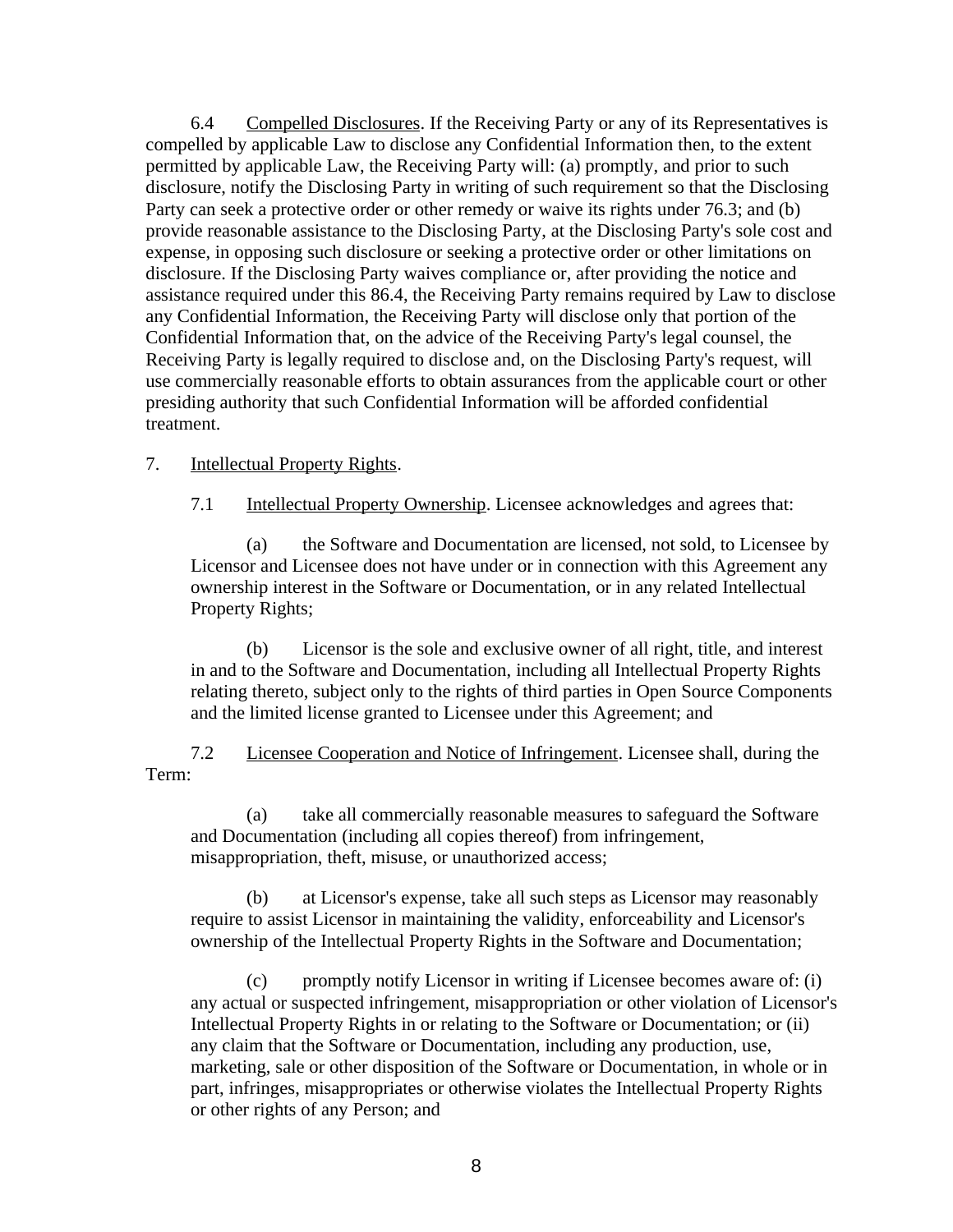6.4 Compelled Disclosures. If the Receiving Party or any of its Representatives is compelled by applicable Law to disclose any Confidential Information then, to the extent permitted by applicable Law, the Receiving Party will: (a) promptly, and prior to such disclosure, notify the Disclosing Party in writing of such requirement so that the Disclosing Party can seek a protective order or other remedy or waive its rights under 76.3; and (b) provide reasonable assistance to the Disclosing Party, at the Disclosing Party's sole cost and expense, in opposing such disclosure or seeking a protective order or other limitations on disclosure. If the Disclosing Party waives compliance or, after providing the notice and assistance required under this 86.4, the Receiving Party remains required by Law to disclose any Confidential Information, the Receiving Party will disclose only that portion of the Confidential Information that, on the advice of the Receiving Party's legal counsel, the Receiving Party is legally required to disclose and, on the Disclosing Party's request, will use commercially reasonable efforts to obtain assurances from the applicable court or other presiding authority that such Confidential Information will be afforded confidential treatment.

7. Intellectual Property Rights.

7.1 Intellectual Property Ownership. Licensee acknowledges and agrees that:

(a) the Software and Documentation are licensed, not sold, to Licensee by Licensor and Licensee does not have under or in connection with this Agreement any ownership interest in the Software or Documentation, or in any related Intellectual Property Rights;

(b) Licensor is the sole and exclusive owner of all right, title, and interest in and to the Software and Documentation, including all Intellectual Property Rights relating thereto, subject only to the rights of third parties in Open Source Components and the limited license granted to Licensee under this Agreement; and

7.2 Licensee Cooperation and Notice of Infringement. Licensee shall, during the Term:

(a) take all commercially reasonable measures to safeguard the Software and Documentation (including all copies thereof) from infringement, misappropriation, theft, misuse, or unauthorized access;

(b) at Licensor's expense, take all such steps as Licensor may reasonably require to assist Licensor in maintaining the validity, enforceability and Licensor's ownership of the Intellectual Property Rights in the Software and Documentation;

(c) promptly notify Licensor in writing if Licensee becomes aware of: (i) any actual or suspected infringement, misappropriation or other violation of Licensor's Intellectual Property Rights in or relating to the Software or Documentation; or (ii) any claim that the Software or Documentation, including any production, use, marketing, sale or other disposition of the Software or Documentation, in whole or in part, infringes, misappropriates or otherwise violates the Intellectual Property Rights or other rights of any Person; and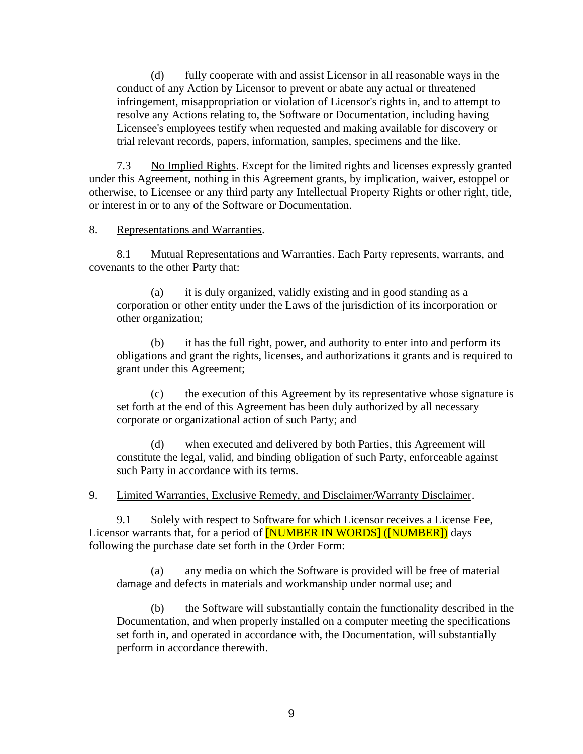(d) fully cooperate with and assist Licensor in all reasonable ways in the conduct of any Action by Licensor to prevent or abate any actual or threatened infringement, misappropriation or violation of Licensor's rights in, and to attempt to resolve any Actions relating to, the Software or Documentation, including having Licensee's employees testify when requested and making available for discovery or trial relevant records, papers, information, samples, specimens and the like.

7.3 No Implied Rights. Except for the limited rights and licenses expressly granted under this Agreement, nothing in this Agreement grants, by implication, waiver, estoppel or otherwise, to Licensee or any third party any Intellectual Property Rights or other right, title, or interest in or to any of the Software or Documentation.

8. Representations and Warranties.

8.1 Mutual Representations and Warranties. Each Party represents, warrants, and covenants to the other Party that:

(a) it is duly organized, validly existing and in good standing as a corporation or other entity under the Laws of the jurisdiction of its incorporation or other organization;

(b) it has the full right, power, and authority to enter into and perform its obligations and grant the rights, licenses, and authorizations it grants and is required to grant under this Agreement;

(c) the execution of this Agreement by its representative whose signature is set forth at the end of this Agreement has been duly authorized by all necessary corporate or organizational action of such Party; and

(d) when executed and delivered by both Parties, this Agreement will constitute the legal, valid, and binding obligation of such Party, enforceable against such Party in accordance with its terms.

9. Limited Warranties, Exclusive Remedy, and Disclaimer/Warranty Disclaimer.

9.1 Solely with respect to Software for which Licensor receives a License Fee, Licensor warrants that, for a period of [NUMBER IN WORDS] ([NUMBER]) days following the purchase date set forth in the Order Form:

(a) any media on which the Software is provided will be free of material damage and defects in materials and workmanship under normal use; and

(b) the Software will substantially contain the functionality described in the Documentation, and when properly installed on a computer meeting the specifications set forth in, and operated in accordance with, the Documentation, will substantially perform in accordance therewith.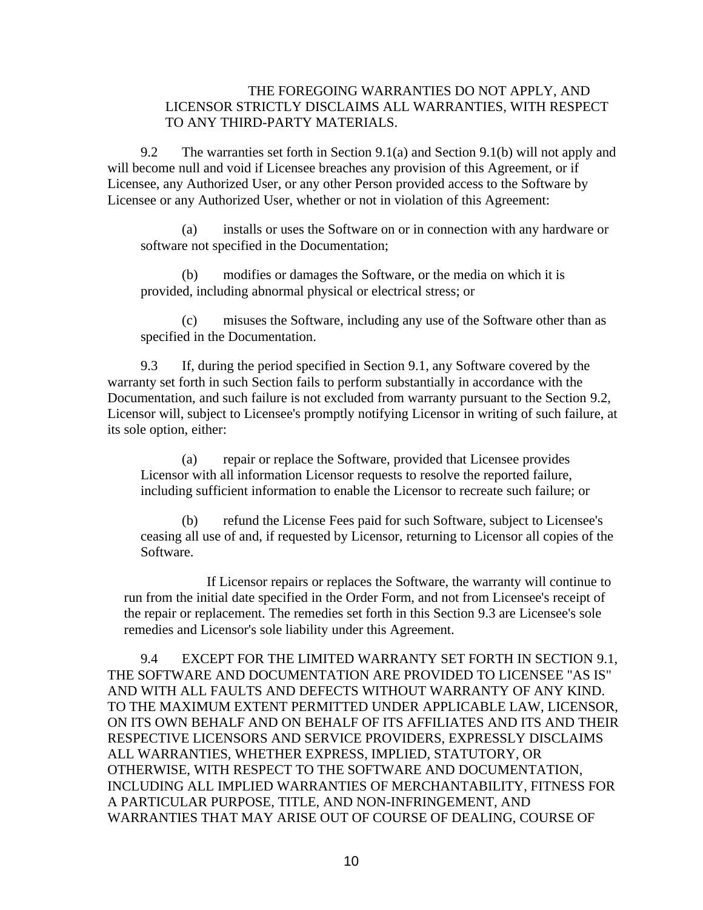THE FOREGOING WARRANTIES DO NOT APPLY, AND LICENSOR STRICTLY DISCLAIMS ALL WARRANTIES, WITH RESPECT TO ANY THIRD-PARTY MATERIALS.

9.2 The warranties set forth in Section 9.1(a) and Section 9.1(b) will not apply and will become null and void if Licensee breaches any provision of this Agreement, or if Licensee, any Authorized User, or any other Person provided access to the Software by Licensee or any Authorized User, whether or not in violation of this Agreement:

(a) installs or uses the Software on or in connection with any hardware or software not specified in the Documentation;

(b) modifies or damages the Software, or the media on which it is provided, including abnormal physical or electrical stress; or

(c) misuses the Software, including any use of the Software other than as specified in the Documentation.

9.3 If, during the period specified in Section 9.1, any Software covered by the warranty set forth in such Section fails to perform substantially in accordance with the Documentation, and such failure is not excluded from warranty pursuant to the Section 9.2, Licensor will, subject to Licensee's promptly notifying Licensor in writing of such failure, at its sole option, either:

(a) repair or replace the Software, provided that Licensee provides Licensor with all information Licensor requests to resolve the reported failure, including sufficient information to enable the Licensor to recreate such failure; or

(b) refund the License Fees paid for such Software, subject to Licensee's ceasing all use of and, if requested by Licensor, returning to Licensor all copies of the Software.

If Licensor repairs or replaces the Software, the warranty will continue to run from the initial date specified in the Order Form, and not from Licensee's receipt of the repair or replacement. The remedies set forth in this Section 9.3 are Licensee's sole remedies and Licensor's sole liability under this Agreement.

9.4 EXCEPT FOR THE LIMITED WARRANTY SET FORTH IN SECTION 9.1, THE SOFTWARE AND DOCUMENTATION ARE PROVIDED TO LICENSEE "AS IS" AND WITH ALL FAULTS AND DEFECTS WITHOUT WARRANTY OF ANY KIND. TO THE MAXIMUM EXTENT PERMITTED UNDER APPLICABLE LAW, LICENSOR, ON ITS OWN BEHALF AND ON BEHALF OF ITS AFFILIATES AND ITS AND THEIR RESPECTIVE LICENSORS AND SERVICE PROVIDERS, EXPRESSLY DISCLAIMS ALL WARRANTIES, WHETHER EXPRESS, IMPLIED, STATUTORY, OR OTHERWISE, WITH RESPECT TO THE SOFTWARE AND DOCUMENTATION, INCLUDING ALL IMPLIED WARRANTIES OF MERCHANTABILITY, FITNESS FOR A PARTICULAR PURPOSE, TITLE, AND NON-INFRINGEMENT, AND WARRANTIES THAT MAY ARISE OUT OF COURSE OF DEALING, COURSE OF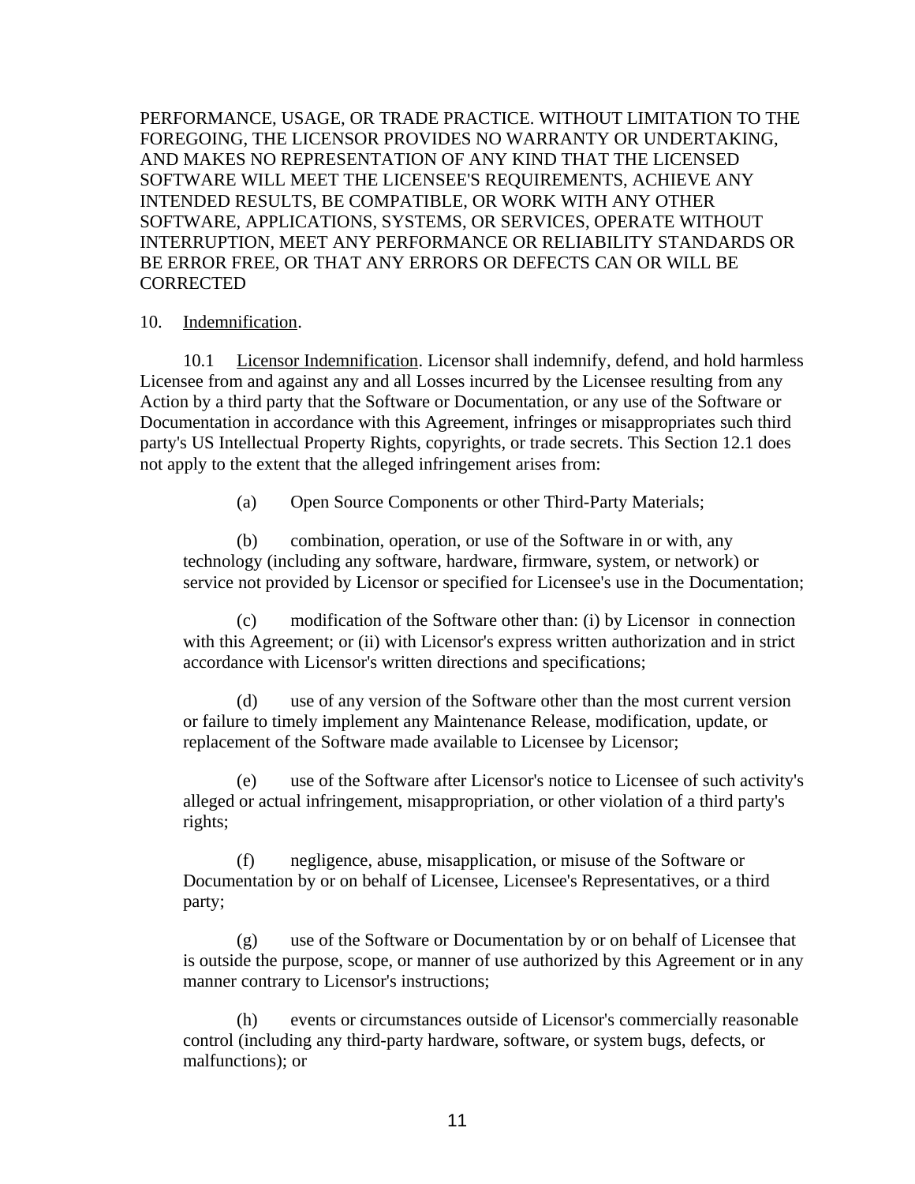PERFORMANCE, USAGE, OR TRADE PRACTICE. WITHOUT LIMITATION TO THE FOREGOING, THE LICENSOR PROVIDES NO WARRANTY OR UNDERTAKING, AND MAKES NO REPRESENTATION OF ANY KIND THAT THE LICENSED SOFTWARE WILL MEET THE LICENSEE'S REQUIREMENTS, ACHIEVE ANY INTENDED RESULTS, BE COMPATIBLE, OR WORK WITH ANY OTHER SOFTWARE, APPLICATIONS, SYSTEMS, OR SERVICES, OPERATE WITHOUT INTERRUPTION, MEET ANY PERFORMANCE OR RELIABILITY STANDARDS OR BE ERROR FREE, OR THAT ANY ERRORS OR DEFECTS CAN OR WILL BE CORRECTED

10. Indemnification.

10.1 Licensor Indemnification. Licensor shall indemnify, defend, and hold harmless Licensee from and against any and all Losses incurred by the Licensee resulting from any Action by a third party that the Software or Documentation, or any use of the Software or Documentation in accordance with this Agreement, infringes or misappropriates such third party's US Intellectual Property Rights, copyrights, or trade secrets. This Section 12.1 does not apply to the extent that the alleged infringement arises from:

(a) Open Source Components or other Third-Party Materials;

(b) combination, operation, or use of the Software in or with, any technology (including any software, hardware, firmware, system, or network) or service not provided by Licensor or specified for Licensee's use in the Documentation;

(c) modification of the Software other than: (i) by Licensor in connection with this Agreement; or (ii) with Licensor's express written authorization and in strict accordance with Licensor's written directions and specifications;

(d) use of any version of the Software other than the most current version or failure to timely implement any Maintenance Release, modification, update, or replacement of the Software made available to Licensee by Licensor;

(e) use of the Software after Licensor's notice to Licensee of such activity's alleged or actual infringement, misappropriation, or other violation of a third party's rights;

(f) negligence, abuse, misapplication, or misuse of the Software or Documentation by or on behalf of Licensee, Licensee's Representatives, or a third party;

(g) use of the Software or Documentation by or on behalf of Licensee that is outside the purpose, scope, or manner of use authorized by this Agreement or in any manner contrary to Licensor's instructions;

(h) events or circumstances outside of Licensor's commercially reasonable control (including any third-party hardware, software, or system bugs, defects, or malfunctions); or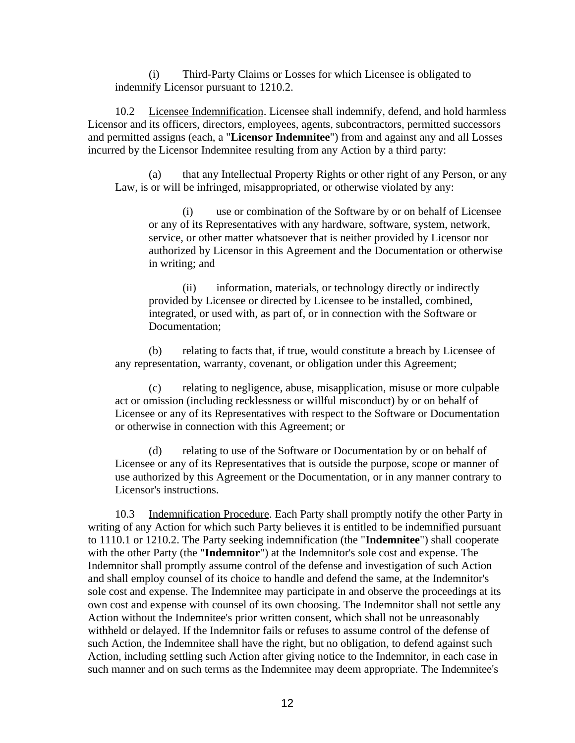(i) Third-Party Claims or Losses for which Licensee is obligated to indemnify Licensor pursuant to 1210.2.

10.2 Licensee Indemnification. Licensee shall indemnify, defend, and hold harmless Licensor and its officers, directors, employees, agents, subcontractors, permitted successors and permitted assigns (each, a "**Licensor Indemnitee**") from and against any and all Losses incurred by the Licensor Indemnitee resulting from any Action by a third party:

(a) that any Intellectual Property Rights or other right of any Person, or any Law, is or will be infringed, misappropriated, or otherwise violated by any:

(i) use or combination of the Software by or on behalf of Licensee or any of its Representatives with any hardware, software, system, network, service, or other matter whatsoever that is neither provided by Licensor nor authorized by Licensor in this Agreement and the Documentation or otherwise in writing; and

(ii) information, materials, or technology directly or indirectly provided by Licensee or directed by Licensee to be installed, combined, integrated, or used with, as part of, or in connection with the Software or Documentation;

(b) relating to facts that, if true, would constitute a breach by Licensee of any representation, warranty, covenant, or obligation under this Agreement;

(c) relating to negligence, abuse, misapplication, misuse or more culpable act or omission (including recklessness or willful misconduct) by or on behalf of Licensee or any of its Representatives with respect to the Software or Documentation or otherwise in connection with this Agreement; or

(d) relating to use of the Software or Documentation by or on behalf of Licensee or any of its Representatives that is outside the purpose, scope or manner of use authorized by this Agreement or the Documentation, or in any manner contrary to Licensor's instructions.

10.3 Indemnification Procedure. Each Party shall promptly notify the other Party in writing of any Action for which such Party believes it is entitled to be indemnified pursuant to 1110.1 or 1210.2. The Party seeking indemnification (the "**Indemnitee**") shall cooperate with the other Party (the "**Indemnitor**") at the Indemnitor's sole cost and expense. The Indemnitor shall promptly assume control of the defense and investigation of such Action and shall employ counsel of its choice to handle and defend the same, at the Indemnitor's sole cost and expense. The Indemnitee may participate in and observe the proceedings at its own cost and expense with counsel of its own choosing. The Indemnitor shall not settle any Action without the Indemnitee's prior written consent, which shall not be unreasonably withheld or delayed. If the Indemnitor fails or refuses to assume control of the defense of such Action, the Indemnitee shall have the right, but no obligation, to defend against such Action, including settling such Action after giving notice to the Indemnitor, in each case in such manner and on such terms as the Indemnitee may deem appropriate. The Indemnitee's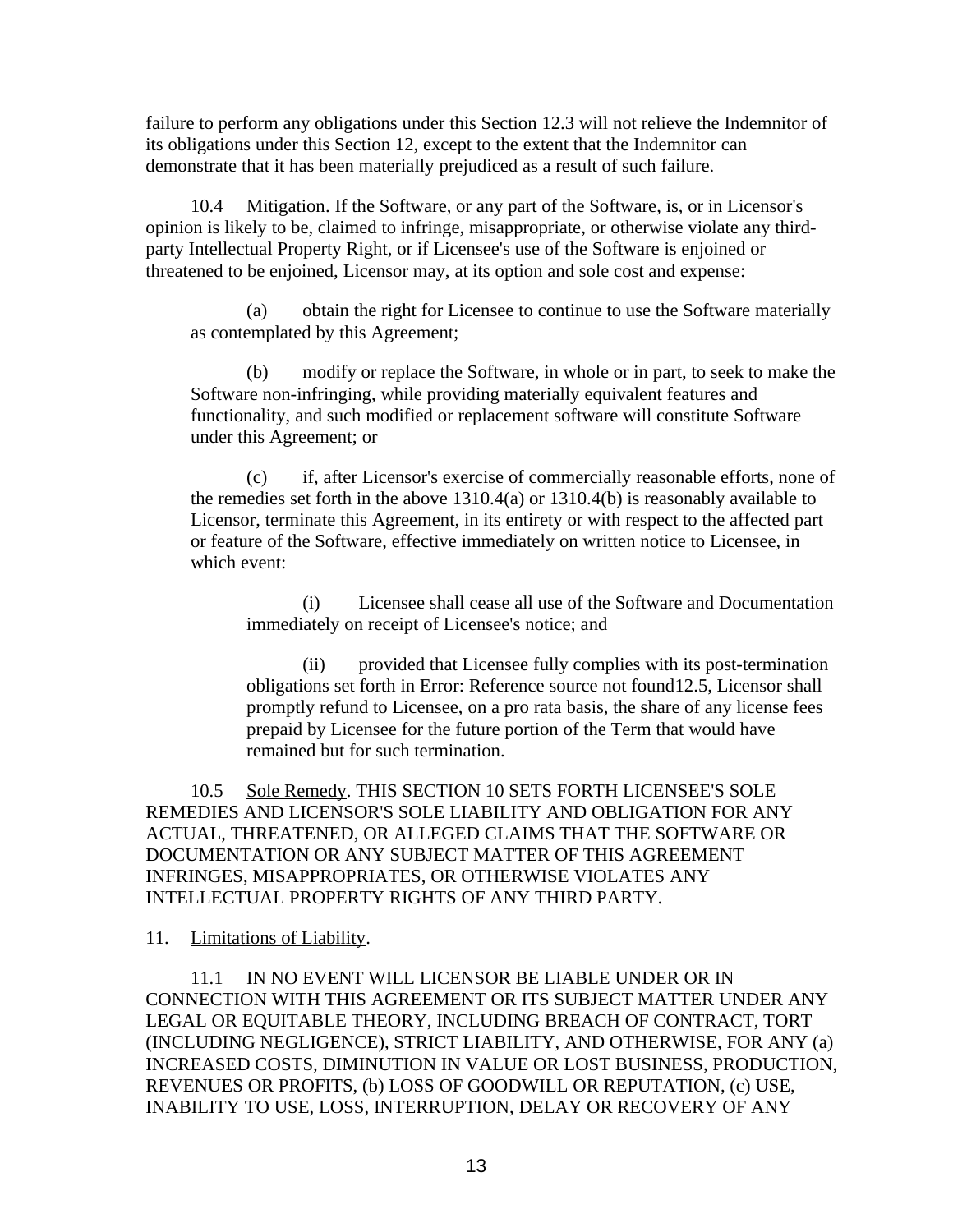failure to perform any obligations under this Section 12.3 will not relieve the Indemnitor of its obligations under this Section 12, except to the extent that the Indemnitor can demonstrate that it has been materially prejudiced as a result of such failure.

10.4 Mitigation. If the Software, or any part of the Software, is, or in Licensor's opinion is likely to be, claimed to infringe, misappropriate, or otherwise violate any third-party Intellectual Property Right, or if Licensee's use of the Software is enjoined or threatened to be enjoined, Licensor may, at its option and sole cost and expense:

(a) obtain the right for Licensee to continue to use the Software materially as contemplated by this Agreement;

(b) modify or replace the Software, in whole or in part, to seek to make the Software non-infringing, while providing materially equivalent features and functionality, and such modified or replacement software will constitute Software under this Agreement; or

(c) if, after Licensor's exercise of commercially reasonable efforts, none of the remedies set forth in the above 1310.4(a) or 1310.4(b) is reasonably available to Licensor, terminate this Agreement, in its entirety or with respect to the affected part or feature of the Software, effective immediately on written notice to Licensee, in which event:

(i) Licensee shall cease all use of the Software and Documentation immediately on receipt of Licensee's notice; and

(ii) provided that Licensee fully complies with its post-termination obligations set forth in Error: Reference source not found12.5, Licensor shall promptly refund to Licensee, on a pro rata basis, the share of any license fees prepaid by Licensee for the future portion of the Term that would have remained but for such termination.

10.5 Sole Remedy. THIS SECTION 10 SETS FORTH LICENSEE'S SOLE REMEDIES AND LICENSOR'S SOLE LIABILITY AND OBLIGATION FOR ANY ACTUAL, THREATENED, OR ALLEGED CLAIMS THAT THE SOFTWARE OR DOCUMENTATION OR ANY SUBJECT MATTER OF THIS AGREEMENT INFRINGES, MISAPPROPRIATES, OR OTHERWISE VIOLATES ANY INTELLECTUAL PROPERTY RIGHTS OF ANY THIRD PARTY.

11. Limitations of Liability.

11.1 IN NO EVENT WILL LICENSOR BE LIABLE UNDER OR IN CONNECTION WITH THIS AGREEMENT OR ITS SUBJECT MATTER UNDER ANY LEGAL OR EQUITABLE THEORY, INCLUDING BREACH OF CONTRACT, TORT (INCLUDING NEGLIGENCE), STRICT LIABILITY, AND OTHERWISE, FOR ANY (a) INCREASED COSTS, DIMINUTION IN VALUE OR LOST BUSINESS, PRODUCTION, REVENUES OR PROFITS, (b) LOSS OF GOODWILL OR REPUTATION, (c) USE, INABILITY TO USE, LOSS, INTERRUPTION, DELAY OR RECOVERY OF ANY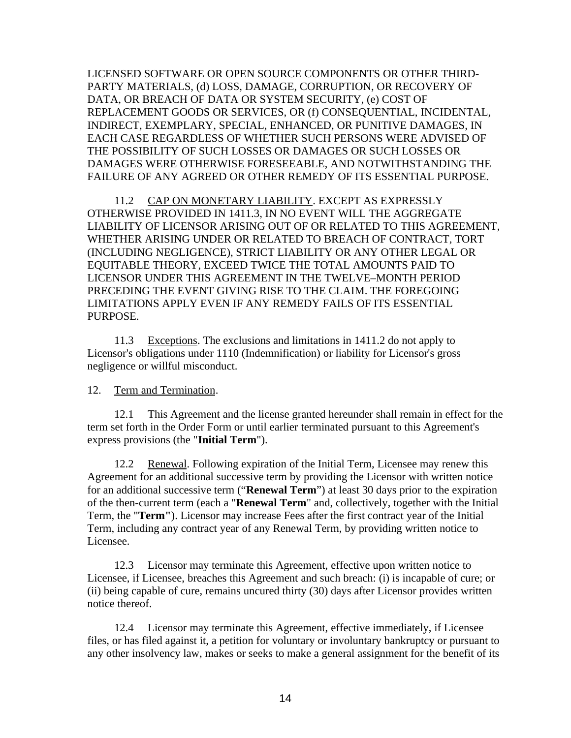LICENSED SOFTWARE OR OPEN SOURCE COMPONENTS OR OTHER THIRD-PARTY MATERIALS, (d) LOSS, DAMAGE, CORRUPTION, OR RECOVERY OF DATA, OR BREACH OF DATA OR SYSTEM SECURITY, (e) COST OF REPLACEMENT GOODS OR SERVICES, OR (f) CONSEQUENTIAL, INCIDENTAL, INDIRECT, EXEMPLARY, SPECIAL, ENHANCED, OR PUNITIVE DAMAGES, IN EACH CASE REGARDLESS OF WHETHER SUCH PERSONS WERE ADVISED OF THE POSSIBILITY OF SUCH LOSSES OR DAMAGES OR SUCH LOSSES OR DAMAGES WERE OTHERWISE FORESEEABLE, AND NOTWITHSTANDING THE FAILURE OF ANY AGREED OR OTHER REMEDY OF ITS ESSENTIAL PURPOSE.

11.2 CAP ON MONETARY LIABILITY. EXCEPT AS EXPRESSLY OTHERWISE PROVIDED IN 1411.3, IN NO EVENT WILL THE AGGREGATE LIABILITY OF LICENSOR ARISING OUT OF OR RELATED TO THIS AGREEMENT, WHETHER ARISING UNDER OR RELATED TO BREACH OF CONTRACT, TORT (INCLUDING NEGLIGENCE), STRICT LIABILITY OR ANY OTHER LEGAL OR EQUITABLE THEORY, EXCEED TWICE THE TOTAL AMOUNTS PAID TO LICENSOR UNDER THIS AGREEMENT IN THE TWELVE–MONTH PERIOD PRECEDING THE EVENT GIVING RISE TO THE CLAIM. THE FOREGOING LIMITATIONS APPLY EVEN IF ANY REMEDY FAILS OF ITS ESSENTIAL PURPOSE.

11.3 Exceptions. The exclusions and limitations in 1411.2 do not apply to Licensor's obligations under 1110 (Indemnification) or liability for Licensor's gross negligence or willful misconduct.

12. Term and Termination.

12.1 This Agreement and the license granted hereunder shall remain in effect for the term set forth in the Order Form or until earlier terminated pursuant to this Agreement's express provisions (the "**Initial Term**").

12.2 Renewal. Following expiration of the Initial Term, Licensee may renew this Agreement for an additional successive term by providing the Licensor with written notice for an additional successive term ("**Renewal Term**") at least 30 days prior to the expiration of the then-current term (each a "**Renewal Term**" and, collectively, together with the Initial Term, the "**Term"**). Licensor may increase Fees after the first contract year of the Initial Term, including any contract year of any Renewal Term, by providing written notice to Licensee.

12.3 Licensor may terminate this Agreement, effective upon written notice to Licensee, if Licensee, breaches this Agreement and such breach: (i) is incapable of cure; or (ii) being capable of cure, remains uncured thirty (30) days after Licensor provides written notice thereof.

12.4 Licensor may terminate this Agreement, effective immediately, if Licensee files, or has filed against it, a petition for voluntary or involuntary bankruptcy or pursuant to any other insolvency law, makes or seeks to make a general assignment for the benefit of its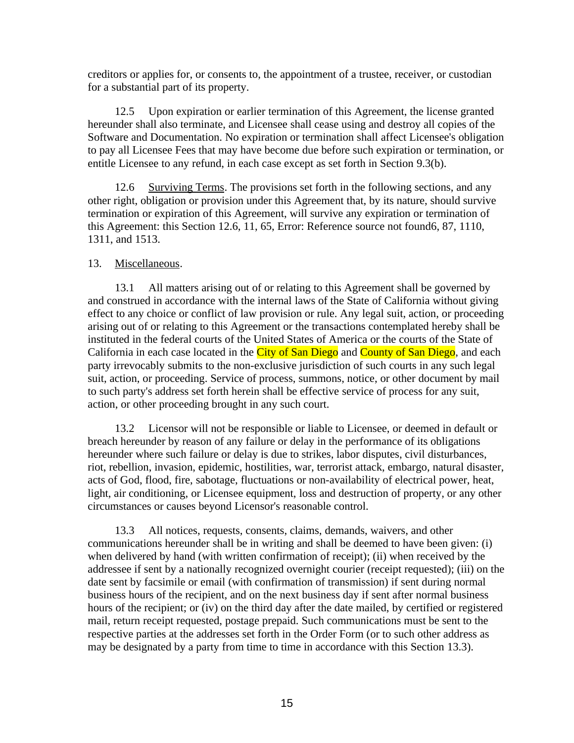creditors or applies for, or consents to, the appointment of a trustee, receiver, or custodian for a substantial part of its property.

12.5 Upon expiration or earlier termination of this Agreement, the license granted hereunder shall also terminate, and Licensee shall cease using and destroy all copies of the Software and Documentation. No expiration or termination shall affect Licensee's obligation to pay all Licensee Fees that may have become due before such expiration or termination, or entitle Licensee to any refund, in each case except as set forth in Section 9.3(b).

12.6 Surviving Terms. The provisions set forth in the following sections, and any other right, obligation or provision under this Agreement that, by its nature, should survive termination or expiration of this Agreement, will survive any expiration or termination of this Agreement: this Section 12.6, 11, 65, Error: Reference source not found6, 87, 1110, 1311, and 1513.

13. Miscellaneous.

13.1 All matters arising out of or relating to this Agreement shall be governed by and construed in accordance with the internal laws of the State of California without giving effect to any choice or conflict of law provision or rule. Any legal suit, action, or proceeding arising out of or relating to this Agreement or the transactions contemplated hereby shall be instituted in the federal courts of the United States of America or the courts of the State of California in each case located in the City of San Diego and County of San Diego, and each party irrevocably submits to the non-exclusive jurisdiction of such courts in any such legal suit, action, or proceeding. Service of process, summons, notice, or other document by mail to such party's address set forth herein shall be effective service of process for any suit, action, or other proceeding brought in any such court.

13.2 Licensor will not be responsible or liable to Licensee, or deemed in default or breach hereunder by reason of any failure or delay in the performance of its obligations hereunder where such failure or delay is due to strikes, labor disputes, civil disturbances, riot, rebellion, invasion, epidemic, hostilities, war, terrorist attack, embargo, natural disaster, acts of God, flood, fire, sabotage, fluctuations or non-availability of electrical power, heat, light, air conditioning, or Licensee equipment, loss and destruction of property, or any other circumstances or causes beyond Licensor's reasonable control.

13.3 All notices, requests, consents, claims, demands, waivers, and other communications hereunder shall be in writing and shall be deemed to have been given: (i) when delivered by hand (with written confirmation of receipt); (ii) when received by the addressee if sent by a nationally recognized overnight courier (receipt requested); (iii) on the date sent by facsimile or email (with confirmation of transmission) if sent during normal business hours of the recipient, and on the next business day if sent after normal business hours of the recipient; or (iv) on the third day after the date mailed, by certified or registered mail, return receipt requested, postage prepaid. Such communications must be sent to the respective parties at the addresses set forth in the Order Form (or to such other address as may be designated by a party from time to time in accordance with this Section 13.3).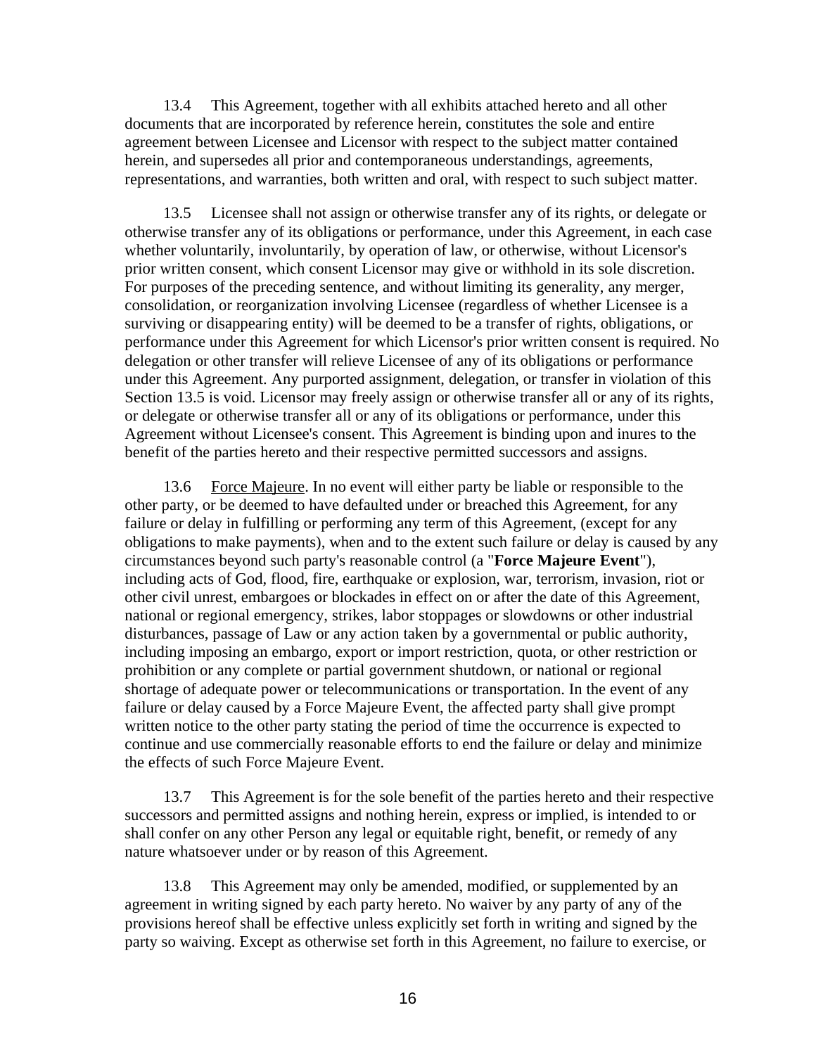13.4 This Agreement, together with all exhibits attached hereto and all other documents that are incorporated by reference herein, constitutes the sole and entire agreement between Licensee and Licensor with respect to the subject matter contained herein, and supersedes all prior and contemporaneous understandings, agreements, representations, and warranties, both written and oral, with respect to such subject matter.

13.5 Licensee shall not assign or otherwise transfer any of its rights, or delegate or otherwise transfer any of its obligations or performance, under this Agreement, in each case whether voluntarily, involuntarily, by operation of law, or otherwise, without Licensor's prior written consent, which consent Licensor may give or withhold in its sole discretion. For purposes of the preceding sentence, and without limiting its generality, any merger, consolidation, or reorganization involving Licensee (regardless of whether Licensee is a surviving or disappearing entity) will be deemed to be a transfer of rights, obligations, or performance under this Agreement for which Licensor's prior written consent is required. No delegation or other transfer will relieve Licensee of any of its obligations or performance under this Agreement. Any purported assignment, delegation, or transfer in violation of this Section 13.5 is void. Licensor may freely assign or otherwise transfer all or any of its rights, or delegate or otherwise transfer all or any of its obligations or performance, under this Agreement without Licensee's consent. This Agreement is binding upon and inures to the benefit of the parties hereto and their respective permitted successors and assigns.

13.6 Force Majeure. In no event will either party be liable or responsible to the other party, or be deemed to have defaulted under or breached this Agreement, for any failure or delay in fulfilling or performing any term of this Agreement, (except for any obligations to make payments), when and to the extent such failure or delay is caused by any circumstances beyond such party's reasonable control (a "**Force Majeure Event**"), including acts of God, flood, fire, earthquake or explosion, war, terrorism, invasion, riot or other civil unrest, embargoes or blockades in effect on or after the date of this Agreement, national or regional emergency, strikes, labor stoppages or slowdowns or other industrial disturbances, passage of Law or any action taken by a governmental or public authority, including imposing an embargo, export or import restriction, quota, or other restriction or prohibition or any complete or partial government shutdown, or national or regional shortage of adequate power or telecommunications or transportation. In the event of any failure or delay caused by a Force Majeure Event, the affected party shall give prompt written notice to the other party stating the period of time the occurrence is expected to continue and use commercially reasonable efforts to end the failure or delay and minimize the effects of such Force Majeure Event.

13.7 This Agreement is for the sole benefit of the parties hereto and their respective successors and permitted assigns and nothing herein, express or implied, is intended to or shall confer on any other Person any legal or equitable right, benefit, or remedy of any nature whatsoever under or by reason of this Agreement.

13.8 This Agreement may only be amended, modified, or supplemented by an agreement in writing signed by each party hereto. No waiver by any party of any of the provisions hereof shall be effective unless explicitly set forth in writing and signed by the party so waiving. Except as otherwise set forth in this Agreement, no failure to exercise, or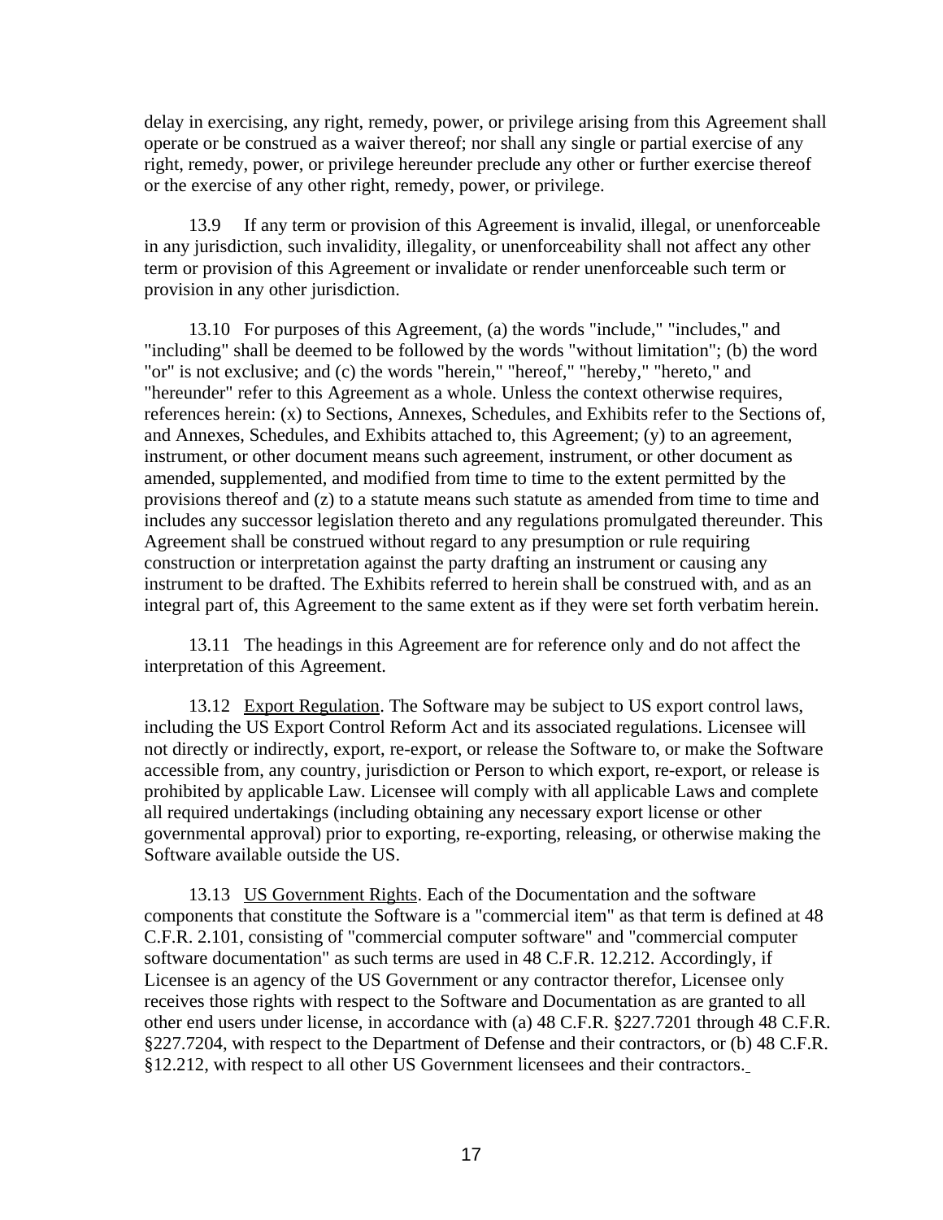delay in exercising, any right, remedy, power, or privilege arising from this Agreement shall operate or be construed as a waiver thereof; nor shall any single or partial exercise of any right, remedy, power, or privilege hereunder preclude any other or further exercise thereof or the exercise of any other right, remedy, power, or privilege.

13.9 If any term or provision of this Agreement is invalid, illegal, or unenforceable in any jurisdiction, such invalidity, illegality, or unenforceability shall not affect any other term or provision of this Agreement or invalidate or render unenforceable such term or provision in any other jurisdiction.

13.10 For purposes of this Agreement, (a) the words "include," "includes," and "including" shall be deemed to be followed by the words "without limitation"; (b) the word "or" is not exclusive; and (c) the words "herein," "hereof," "hereby," "hereto," and "hereunder" refer to this Agreement as a whole. Unless the context otherwise requires, references herein: (x) to Sections, Annexes, Schedules, and Exhibits refer to the Sections of, and Annexes, Schedules, and Exhibits attached to, this Agreement; (y) to an agreement, instrument, or other document means such agreement, instrument, or other document as amended, supplemented, and modified from time to time to the extent permitted by the provisions thereof and (z) to a statute means such statute as amended from time to time and includes any successor legislation thereto and any regulations promulgated thereunder. This Agreement shall be construed without regard to any presumption or rule requiring construction or interpretation against the party drafting an instrument or causing any instrument to be drafted. The Exhibits referred to herein shall be construed with, and as an integral part of, this Agreement to the same extent as if they were set forth verbatim herein.

13.11 The headings in this Agreement are for reference only and do not affect the interpretation of this Agreement.

13.12 <u>Export Regulation</u>. The Software may be subject to US export control laws, including the US Export Control Reform Act and its associated regulations. Licensee will not directly or indirectly, export, re-export, or release the Software to, or make the Software accessible from, any country, jurisdiction or Person to which export, re-export, or release is prohibited by applicable Law. Licensee will comply with all applicable Laws and complete all required undertakings (including obtaining any necessary export license or other governmental approval) prior to exporting, re-exporting, releasing, or otherwise making the Software available outside the US.

13.13 <u>US Government Rights</u>. Each of the Documentation and the software components that constitute the Software is a "commercial item" as that term is defined at 48 C.F.R. 2.101, consisting of "commercial computer software" and "commercial computer software documentation" as such terms are used in 48 C.F.R. 12.212. Accordingly, if Licensee is an agency of the US Government or any contractor therefor, Licensee only receives those rights with respect to the Software and Documentation as are granted to all other end users under license, in accordance with (a) 48 C.F.R. §227.7201 through 48 C.F.R. §227.7204, with respect to the Department of Defense and their contractors, or (b) 48 C.F.R. §12.212, with respect to all other US Government licensees and their contractors.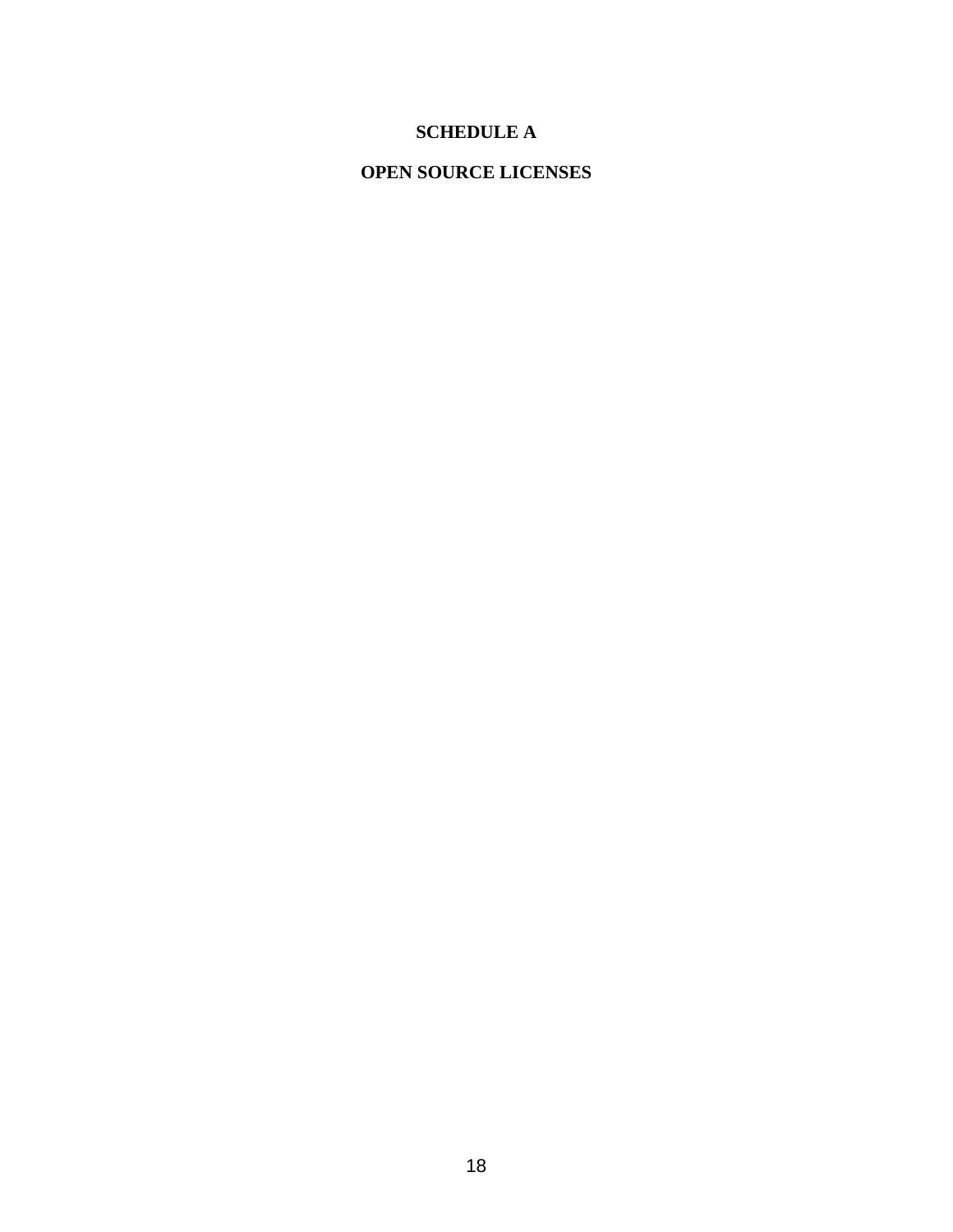**SCHEDULE A**

**OPEN SOURCE LICENSES**